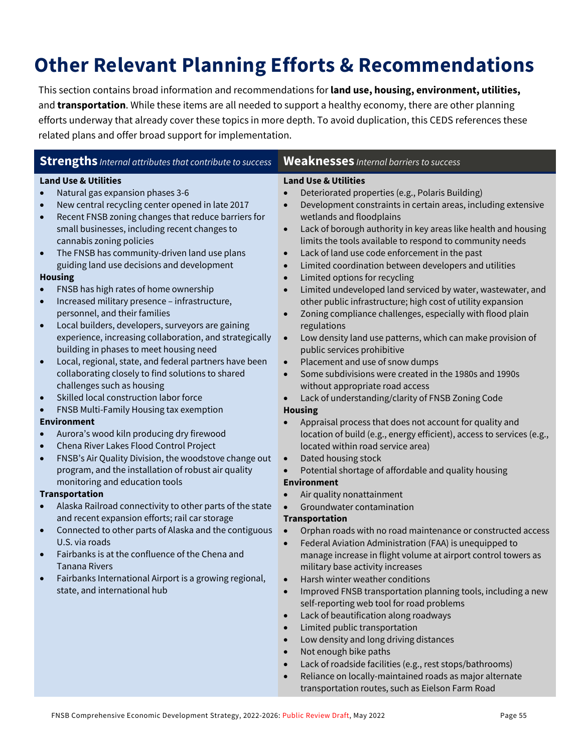# Other Relevant Planning Efforts & Recommendations

This section contains broad information and recommendations for **land use, housing, environment, utilities,** and **transportation**. While these items are all needed to support a healthy economy, there are other planning efforts underway that already cover these topics in more depth. To avoid duplication, this CEDS references these related plans and offer broad support for implementation.

## Strengths *Internal attributes that contribute to success*

**Land Use & Utilities**

- Natural gas expansion phases 3-6
- New central recycling center opened in late 2017
- Recent FNSB zoning changes that reduce barriers for small businesses, including recent changes to cannabis zoning policies
- The FNSB has community-driven land use plans guiding land use decisions and development

**Housing**

- FNSB has high rates of home ownership
- Increased military presence – infrastructure, personnel, and their families
- Local builders, developers, surveyors are gaining experience, increasing collaboration, and strategically building in phases to meet housing need
- Local, regional, state, and federal partners have been collaborating closely to find solutions to shared challenges such as housing
- Skilled local construction labor force
- FNSB Multi-Family Housing tax exemption

**Environment**

- Aurora's wood kiln producing dry firewood
- Chena River Lakes Flood Control Project
- FNSB's Air Quality Division, the woodstove change out program, and the installation of robust air quality monitoring and education tools

**Transportation**

- Alaska Railroad connectivity to other parts of the state and recent expansion efforts; rail car storage
- Connected to other parts of Alaska and the contiguous U.S. via roads
- Fairbanks is at the confluence of the Chena and Tanana Rivers
- Fairbanks International Airport is a growing regional, state, and international hub

## Weaknesses *Internal barriers to success*

**Land Use & Utilities**

- Deteriorated properties (e.g., Polaris Building)
- Development constraints in certain areas, including extensive wetlands and floodplains
- Lack of borough authority in key areas like health and housing limits the tools available to respond to community needs
- Lack of land use code enforcement in the past
- Limited coordination between developers and utilities
- Limited options for recycling
- Limited undeveloped land serviced by water, wastewater, and other public infrastructure; high cost of utility expansion
- Zoning compliance challenges, especially with flood plain regulations
- Low density land use patterns, which can make provision of public services prohibitive
- Placement and use of snow dumps
- Some subdivisions were created in the 1980s and 1990s without appropriate road access
- Lack of understanding/clarity of FNSB Zoning Code

**Housing**

- Appraisal process that does not account for quality and location of build (e.g., energy efficient), access to services (e.g., located within road service area)
- Dated housing stock
- Potential shortage of affordable and quality housing

**Environment**

- Air quality nonattainment
- Groundwater contamination

**Transportation**

- Orphan roads with no road maintenance or constructed access
- Federal Aviation Administration (FAA) is unequipped to manage increase in flight volume at airport control towers as military base activity increases
- Harsh winter weather conditions
- Improved FNSB transportation planning tools, including a new self-reporting web tool for road problems
- Lack of beautification along roadways
- Limited public transportation
- Low density and long driving distances
- Not enough bike paths
- Lack of roadside facilities (e.g., rest stops/bathrooms)
- Reliance on locally-maintained roads as major alternate transportation routes, such as Eielson Farm Road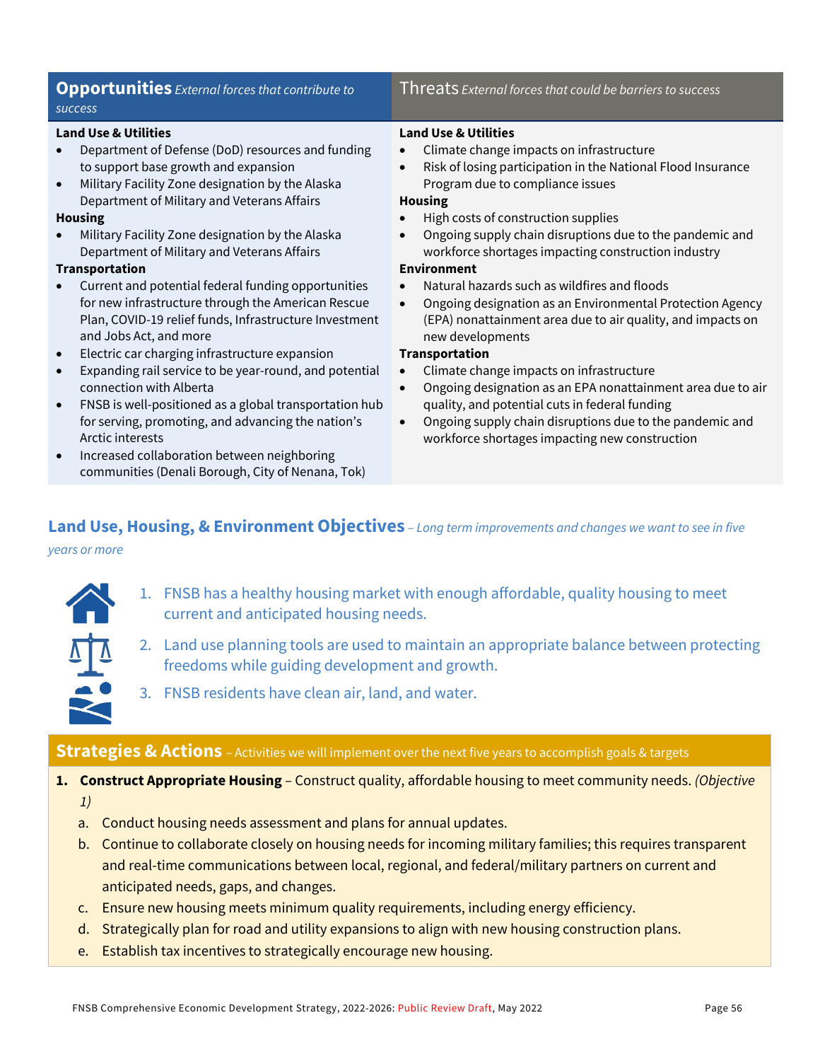| **Opportunities** *External forces that contribute to success* | Threats *External forces that could be barriers to success* |
|---|---|
| **Land Use & Utilities**<br>• Department of Defense (DoD) resources and funding to support base growth and expansion<br>• Military Facility Zone designation by the Alaska Department of Military and Veterans Affairs<br>**Housing**<br>• Military Facility Zone designation by the Alaska Department of Military and Veterans Affairs<br>**Transportation**<br>• Current and potential federal funding opportunities for new infrastructure through the American Rescue Plan, COVID-19 relief funds, Infrastructure Investment and Jobs Act, and more<br>• Electric car charging infrastructure expansion<br>• Expanding rail service to be year-round, and potential connection with Alberta<br>• FNSB is well-positioned as a global transportation hub for serving, promoting, and advancing the nation's Arctic interests<br>• Increased collaboration between neighboring communities (Denali Borough, City of Nenana, Tok) | **Land Use & Utilities**<br>• Climate change impacts on infrastructure<br>• Risk of losing participation in the National Flood Insurance Program due to compliance issues<br>**Housing**<br>• High costs of construction supplies<br>• Ongoing supply chain disruptions due to the pandemic and workforce shortages impacting construction industry<br>**Environment**<br>• Natural hazards such as wildfires and floods<br>• Ongoing designation as an Environmental Protection Agency (EPA) nonattainment area due to air quality, and impacts on new developments<br>**Transportation**<br>• Climate change impacts on infrastructure<br>• Ongoing designation as an EPA nonattainment area due to air quality, and potential cuts in federal funding<br>• Ongoing supply chain disruptions due to the pandemic and workforce shortages impacting new construction |

## Land Use, Housing, & Environment Objectives – *Long term improvements and changes we want to see in five years or more*

1. FNSB has a healthy housing market with enough affordable, quality housing to meet current and anticipated housing needs.
2. Land use planning tools are used to maintain an appropriate balance between protecting freedoms while guiding development and growth.
3. FNSB residents have clean air, land, and water.

## Strategies & Actions – Activities we will implement over the next five years to accomplish goals & targets

1. **Construct Appropriate Housing** – Construct quality, affordable housing to meet community needs. *(Objective 1)*
   a. Conduct housing needs assessment and plans for annual updates.
   b. Continue to collaborate closely on housing needs for incoming military families; this requires transparent and real-time communications between local, regional, and federal/military partners on current and anticipated needs, gaps, and changes.
   c. Ensure new housing meets minimum quality requirements, including energy efficiency.
   d. Strategically plan for road and utility expansions to align with new housing construction plans.
   e. Establish tax incentives to strategically encourage new housing.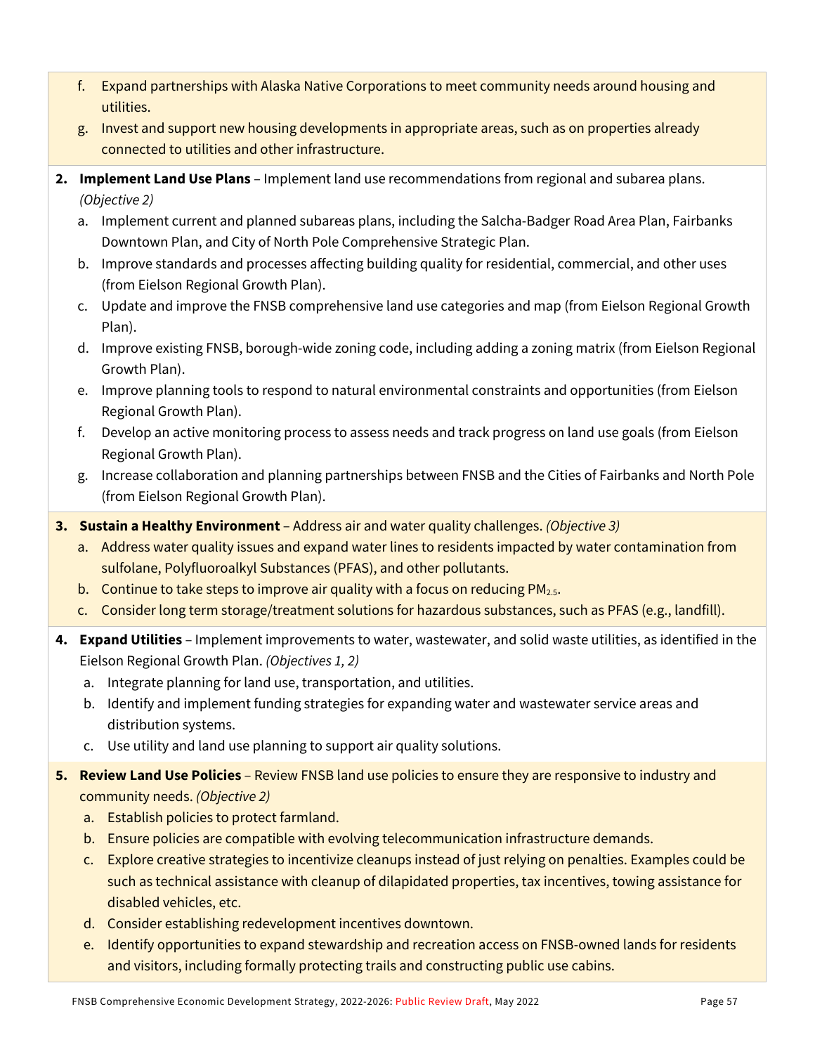f. Expand partnerships with Alaska Native Corporations to meet community needs around housing and utilities.

g. Invest and support new housing developments in appropriate areas, such as on properties already connected to utilities and other infrastructure.

2. **Implement Land Use Plans** – Implement land use recommendations from regional and subarea plans. *(Objective 2)*
   a. Implement current and planned subareas plans, including the Salcha-Badger Road Area Plan, Fairbanks Downtown Plan, and City of North Pole Comprehensive Strategic Plan.
   b. Improve standards and processes affecting building quality for residential, commercial, and other uses (from Eielson Regional Growth Plan).
   c. Update and improve the FNSB comprehensive land use categories and map (from Eielson Regional Growth Plan).
   d. Improve existing FNSB, borough-wide zoning code, including adding a zoning matrix (from Eielson Regional Growth Plan).
   e. Improve planning tools to respond to natural environmental constraints and opportunities (from Eielson Regional Growth Plan).
   f. Develop an active monitoring process to assess needs and track progress on land use goals (from Eielson Regional Growth Plan).
   g. Increase collaboration and planning partnerships between FNSB and the Cities of Fairbanks and North Pole (from Eielson Regional Growth Plan).

3. **Sustain a Healthy Environment** – Address air and water quality challenges. *(Objective 3)*
   a. Address water quality issues and expand water lines to residents impacted by water contamination from sulfolane, Polyfluoroalkyl Substances (PFAS), and other pollutants.
   b. Continue to take steps to improve air quality with a focus on reducing $PM_{2.5}$.
   c. Consider long term storage/treatment solutions for hazardous substances, such as PFAS (e.g., landfill).

4. **Expand Utilities** – Implement improvements to water, wastewater, and solid waste utilities, as identified in the Eielson Regional Growth Plan. *(Objectives 1, 2)*
   a. Integrate planning for land use, transportation, and utilities.
   b. Identify and implement funding strategies for expanding water and wastewater service areas and distribution systems.
   c. Use utility and land use planning to support air quality solutions.

5. **Review Land Use Policies** – Review FNSB land use policies to ensure they are responsive to industry and community needs. *(Objective 2)*
   a. Establish policies to protect farmland.
   b. Ensure policies are compatible with evolving telecommunication infrastructure demands.
   c. Explore creative strategies to incentivize cleanups instead of just relying on penalties. Examples could be such as technical assistance with cleanup of dilapidated properties, tax incentives, towing assistance for disabled vehicles, etc.
   d. Consider establishing redevelopment incentives downtown.
   e. Identify opportunities to expand stewardship and recreation access on FNSB-owned lands for residents and visitors, including formally protecting trails and constructing public use cabins.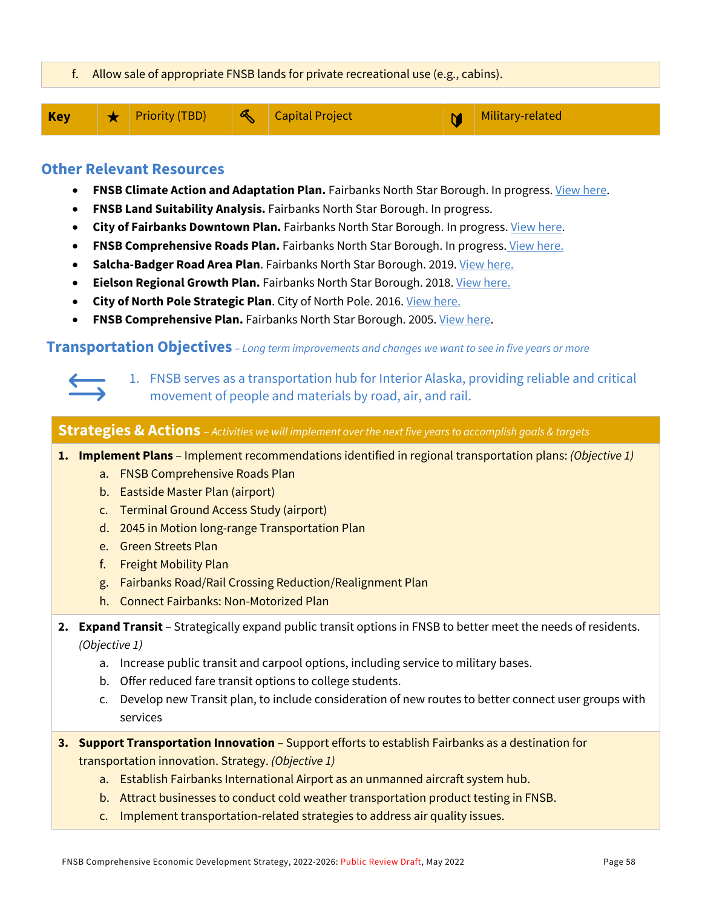f. Allow sale of appropriate FNSB lands for private recreational use (e.g., cabins).

| Key | ★ | Priority (TBD) | 🔨 | Capital Project | 🛡 | Military-related |
|---|---|---|---|---|---|---|

## Other Relevant Resources

- **FNSB Climate Action and Adaptation Plan.** Fairbanks North Star Borough. In progress. View here.
- **FNSB Land Suitability Analysis.** Fairbanks North Star Borough. In progress.
- **City of Fairbanks Downtown Plan.** Fairbanks North Star Borough. In progress. View here.
- **FNSB Comprehensive Roads Plan.** Fairbanks North Star Borough. In progress. View here.
- **Salcha-Badger Road Area Plan**. Fairbanks North Star Borough. 2019. View here.
- **Eielson Regional Growth Plan.** Fairbanks North Star Borough. 2018. View here.
- **City of North Pole Strategic Plan**. City of North Pole. 2016. View here.
- **FNSB Comprehensive Plan.** Fairbanks North Star Borough. 2005. View here.

## Transportation Objectives – *Long term improvements and changes we want to see in five years or more*

1. FNSB serves as a transportation hub for Interior Alaska, providing reliable and critical movement of people and materials by road, air, and rail.

## Strategies & Actions – *Activities we will implement over the next five years to accomplish goals & targets*

1. **Implement Plans** – Implement recommendations identified in regional transportation plans: *(Objective 1)*
   a. FNSB Comprehensive Roads Plan
   b. Eastside Master Plan (airport)
   c. Terminal Ground Access Study (airport)
   d. 2045 in Motion long-range Transportation Plan
   e. Green Streets Plan
   f. Freight Mobility Plan
   g. Fairbanks Road/Rail Crossing Reduction/Realignment Plan
   h. Connect Fairbanks: Non-Motorized Plan

2. **Expand Transit** – Strategically expand public transit options in FNSB to better meet the needs of residents. *(Objective 1)*
   a. Increase public transit and carpool options, including service to military bases.
   b. Offer reduced fare transit options to college students.
   c. Develop new Transit plan, to include consideration of new routes to better connect user groups with services

3. **Support Transportation Innovation** – Support efforts to establish Fairbanks as a destination for transportation innovation. Strategy. *(Objective 1)*
   a. Establish Fairbanks International Airport as an unmanned aircraft system hub.
   b. Attract businesses to conduct cold weather transportation product testing in FNSB.
   c. Implement transportation-related strategies to address air quality issues.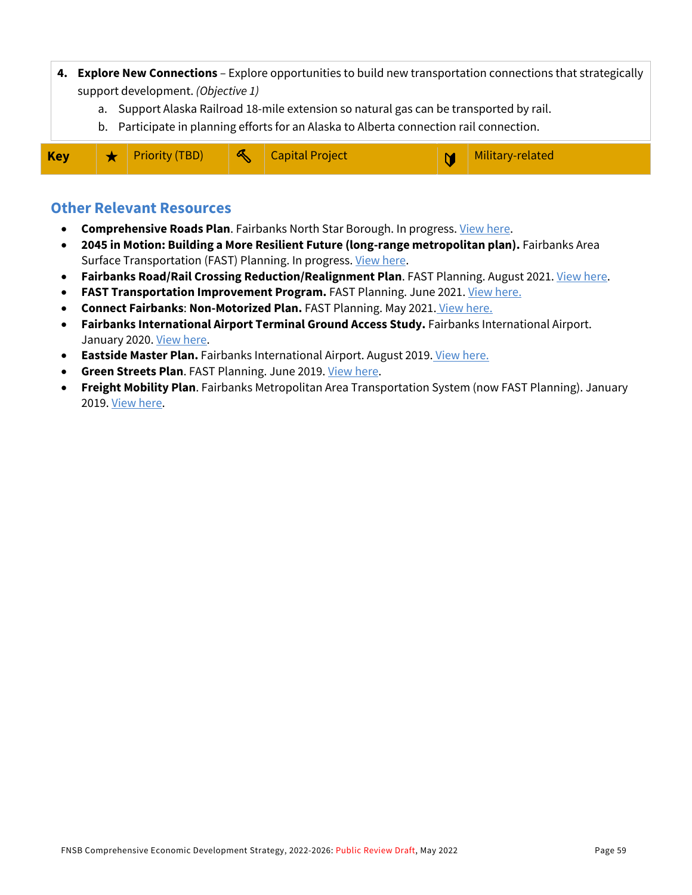4. **Explore New Connections** – Explore opportunities to build new transportation connections that strategically support development. *(Objective 1)*
    a. Support Alaska Railroad 18-mile extension so natural gas can be transported by rail.
    b. Participate in planning efforts for an Alaska to Alberta connection rail connection.

| **Key** | ★ | Priority (TBD) | 🔨 | Capital Project | 🛡 | Military-related |
|---|---|---|---|---|---|---|

## Other Relevant Resources

- **Comprehensive Roads Plan**. Fairbanks North Star Borough. In progress. View here.
- **2045 in Motion: Building a More Resilient Future (long-range metropolitan plan).** Fairbanks Area Surface Transportation (FAST) Planning. In progress. View here.
- **Fairbanks Road/Rail Crossing Reduction/Realignment Plan**. FAST Planning. August 2021. View here.
- **FAST Transportation Improvement Program.** FAST Planning. June 2021. View here.
- **Connect Fairbanks**: **Non-Motorized Plan.** FAST Planning. May 2021. View here.
- **Fairbanks International Airport Terminal Ground Access Study.** Fairbanks International Airport. January 2020. View here.
- **Eastside Master Plan.** Fairbanks International Airport. August 2019. View here.
- **Green Streets Plan**. FAST Planning. June 2019. View here.
- **Freight Mobility Plan**. Fairbanks Metropolitan Area Transportation System (now FAST Planning). January 2019. View here.